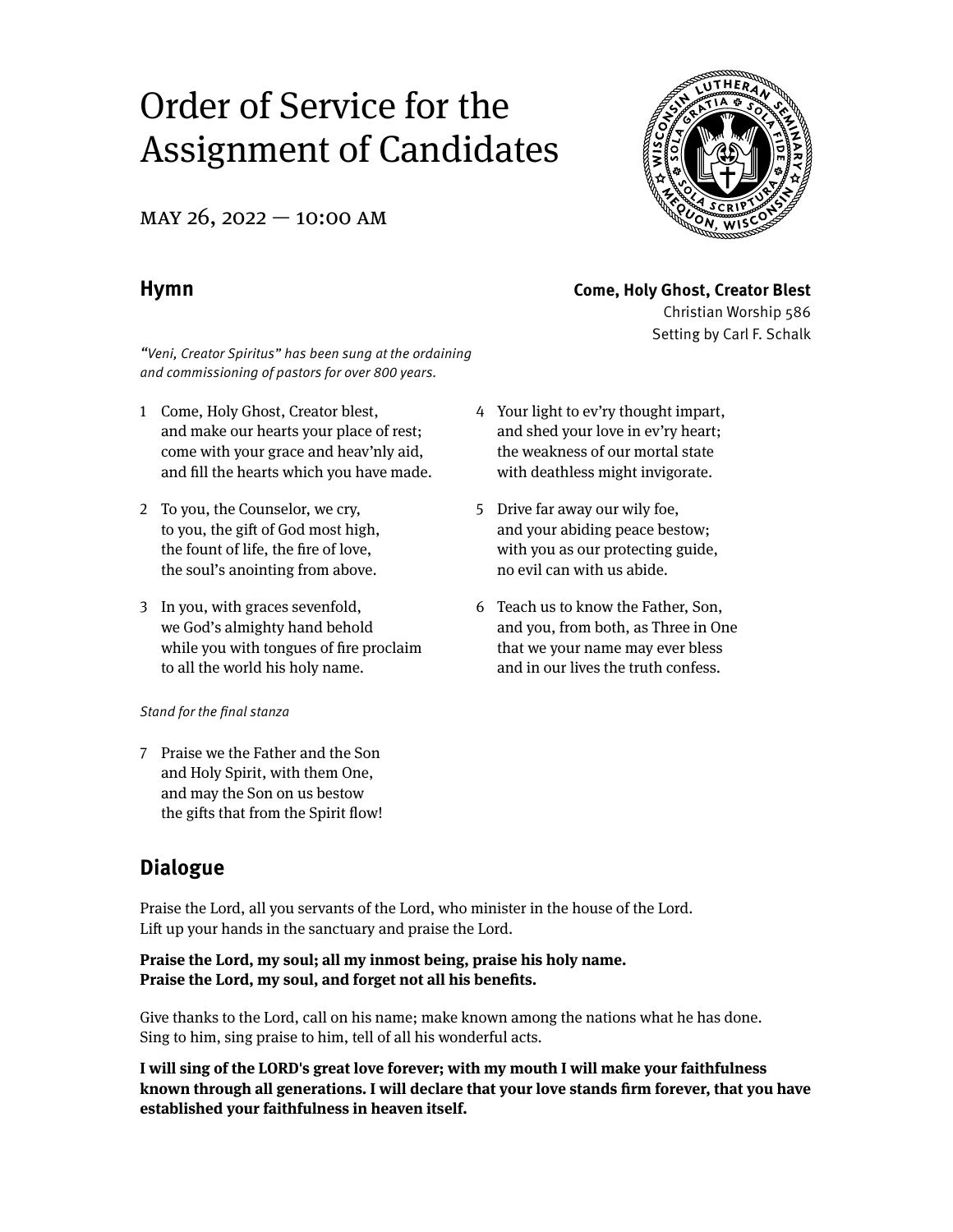# Order of Service for the Assignment of Candidates

MAY 26, 2022 — 10:00 AM

## Hymn

**Come, Holy Ghost, Creator Blest**
Christian Worship 586
Setting by Carl F. Schalk

*"Veni, Creator Spiritus" has been sung at the ordaining and commissioning of pastors for over 800 years.*

1 Come, Holy Ghost, Creator blest,
and make our hearts your place of rest;
come with your grace and heav'nly aid,
and fill the hearts which you have made.

2 To you, the Counselor, we cry,
to you, the gift of God most high,
the fount of life, the fire of love,
the soul's anointing from above.

3 In you, with graces sevenfold,
we God's almighty hand behold
while you with tongues of fire proclaim
to all the world his holy name.

4 Your light to ev'ry thought impart,
and shed your love in ev'ry heart;
the weakness of our mortal state
with deathless might invigorate.

5 Drive far away our wily foe,
and your abiding peace bestow;
with you as our protecting guide,
no evil can with us abide.

6 Teach us to know the Father, Son,
and you, from both, as Three in One
that we your name may ever bless
and in our lives the truth confess.

*Stand for the final stanza*

7 Praise we the Father and the Son
and Holy Spirit, with them One,
and may the Son on us bestow
the gifts that from the Spirit flow!

## Dialogue

Praise the Lord, all you servants of the Lord, who minister in the house of the Lord.
Lift up your hands in the sanctuary and praise the Lord.

**Praise the Lord, my soul; all my inmost being, praise his holy name.
Praise the Lord, my soul, and forget not all his benefits.**

Give thanks to the Lord, call on his name; make known among the nations what he has done.
Sing to him, sing praise to him, tell of all his wonderful acts.

**I will sing of the LORD's great love forever; with my mouth I will make your faithfulness known through all generations. I will declare that your love stands firm forever, that you have established your faithfulness in heaven itself.**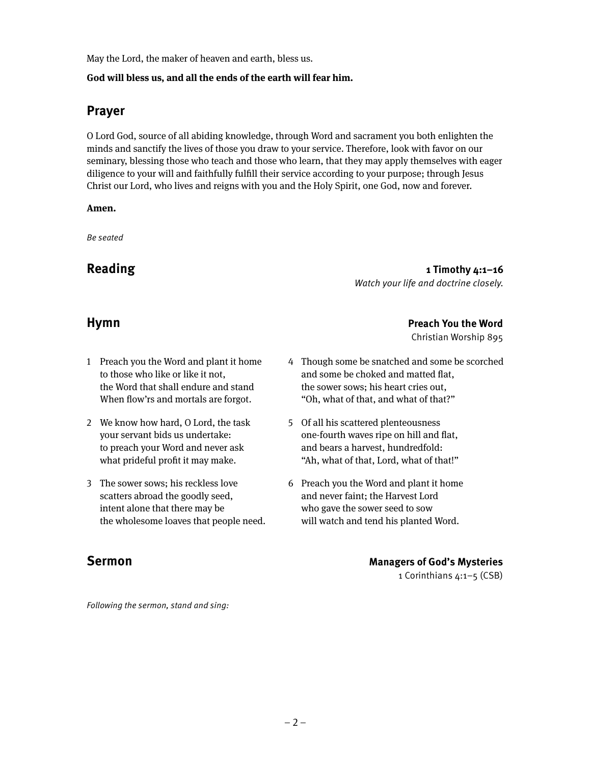May the Lord, the maker of heaven and earth, bless us.

**God will bless us, and all the ends of the earth will fear him.**

## Prayer

O Lord God, source of all abiding knowledge, through Word and sacrament you both enlighten the minds and sanctify the lives of those you draw to your service. Therefore, look with favor on our seminary, blessing those who teach and those who learn, that they may apply themselves with eager diligence to your will and faithfully fulfill their service according to your purpose; through Jesus Christ our Lord, who lives and reigns with you and the Holy Spirit, one God, now and forever.

**Amen.**

*Be seated*

## Reading

**1 Timothy 4:1–16**
*Watch your life and doctrine closely.*

## Hymn

**Preach You the Word**
Christian Worship 895

1 Preach you the Word and plant it home
to those who like or like it not,
the Word that shall endure and stand
When flow'rs and mortals are forgot.

2 We know how hard, O Lord, the task
your servant bids us undertake:
to preach your Word and never ask
what prideful profit it may make.

3 The sower sows; his reckless love
scatters abroad the goodly seed,
intent alone that there may be
the wholesome loaves that people need.

4 Though some be snatched and some be scorched
and some be choked and matted flat,
the sower sows; his heart cries out,
"Oh, what of that, and what of that?"

5 Of all his scattered plenteousness
one-fourth waves ripe on hill and flat,
and bears a harvest, hundredfold:
"Ah, what of that, Lord, what of that!"

6 Preach you the Word and plant it home
and never faint; the Harvest Lord
who gave the sower seed to sow
will watch and tend his planted Word.

## Sermon

**Managers of God's Mysteries**
1 Corinthians 4:1–5 (CSB)

*Following the sermon, stand and sing:*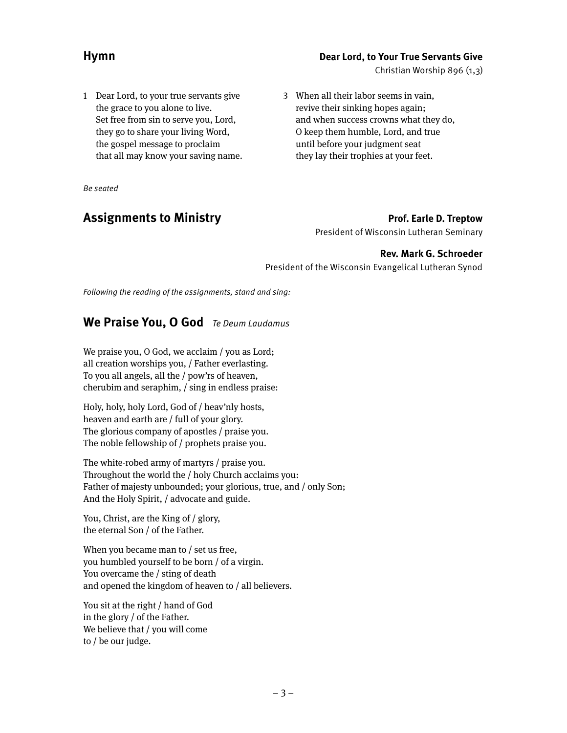## Hymn

**Dear Lord, to Your True Servants Give**
Christian Worship 896 (1,3)

1 Dear Lord, to your true servants give
the grace to you alone to live.
Set free from sin to serve you, Lord,
they go to share your living Word,
the gospel message to proclaim
that all may know your saving name.

3 When all their labor seems in vain,
revive their sinking hopes again;
and when success crowns what they do,
O keep them humble, Lord, and true
until before your judgment seat
they lay their trophies at your feet.

*Be seated*

## Assignments to Ministry

**Prof. Earle D. Treptow**
President of Wisconsin Lutheran Seminary

**Rev. Mark G. Schroeder**
President of the Wisconsin Evangelical Lutheran Synod

*Following the reading of the assignments, stand and sing:*

## We Praise You, O God *Te Deum Laudamus*

We praise you, O God, we acclaim / you as Lord;
all creation worships you, / Father everlasting.
To you all angels, all the / pow'rs of heaven,
cherubim and seraphim, / sing in endless praise:

Holy, holy, holy Lord, God of / heav'nly hosts,
heaven and earth are / full of your glory.
The glorious company of apostles / praise you.
The noble fellowship of / prophets praise you.

The white-robed army of martyrs / praise you.
Throughout the world the / holy Church acclaims you:
Father of majesty unbounded; your glorious, true, and / only Son;
And the Holy Spirit, / advocate and guide.

You, Christ, are the King of / glory,
the eternal Son / of the Father.

When you became man to / set us free,
you humbled yourself to be born / of a virgin.
You overcame the / sting of death
and opened the kingdom of heaven to / all believers.

You sit at the right / hand of God
in the glory / of the Father.
We believe that / you will come
to / be our judge.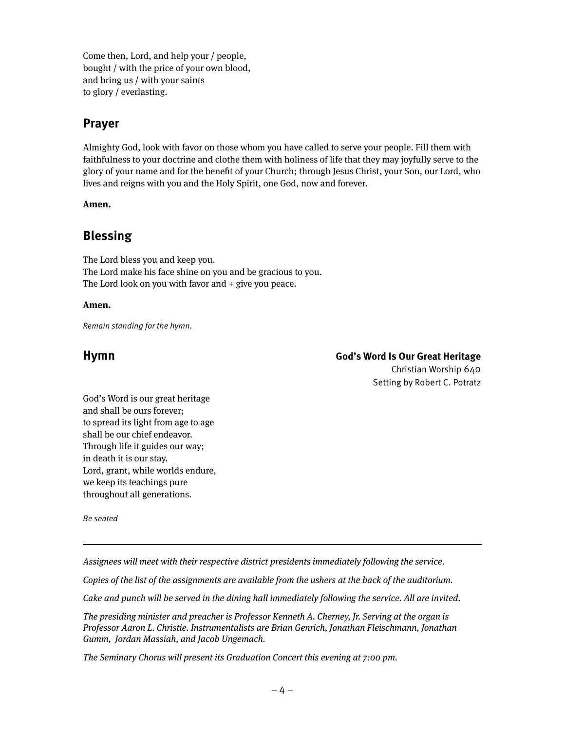Come then, Lord, and help your / people,
bought / with the price of your own blood,
and bring us / with your saints
to glory / everlasting.

## Prayer

Almighty God, look with favor on those whom you have called to serve your people. Fill them with faithfulness to your doctrine and clothe them with holiness of life that they may joyfully serve to the glory of your name and for the benefit of your Church; through Jesus Christ, your Son, our Lord, who lives and reigns with you and the Holy Spirit, one God, now and forever.

**Amen.**

## Blessing

The Lord bless you and keep you.
The Lord make his face shine on you and be gracious to you.
The Lord look on you with favor and + give you peace.

**Amen.**

*Remain standing for the hymn.*

## Hymn

**God's Word Is Our Great Heritage**
Christian Worship 640
Setting by Robert C. Potratz

God's Word is our great heritage
and shall be ours forever;
to spread its light from age to age
shall be our chief endeavor.
Through life it guides our way;
in death it is our stay.
Lord, grant, while worlds endure,
we keep its teachings pure
throughout all generations.

*Be seated*

---

*Assignees will meet with their respective district presidents immediately following the service.*

*Copies of the list of the assignments are available from the ushers at the back of the auditorium.*

*Cake and punch will be served in the dining hall immediately following the service. All are invited.*

*The presiding minister and preacher is Professor Kenneth A. Cherney, Jr. Serving at the organ is Professor Aaron L. Christie. Instrumentalists are Brian Genrich, Jonathan Fleischmann, Jonathan Gumm, Jordan Massiah, and Jacob Ungemach.*

*The Seminary Chorus will present its Graduation Concert this evening at 7:00 pm.*